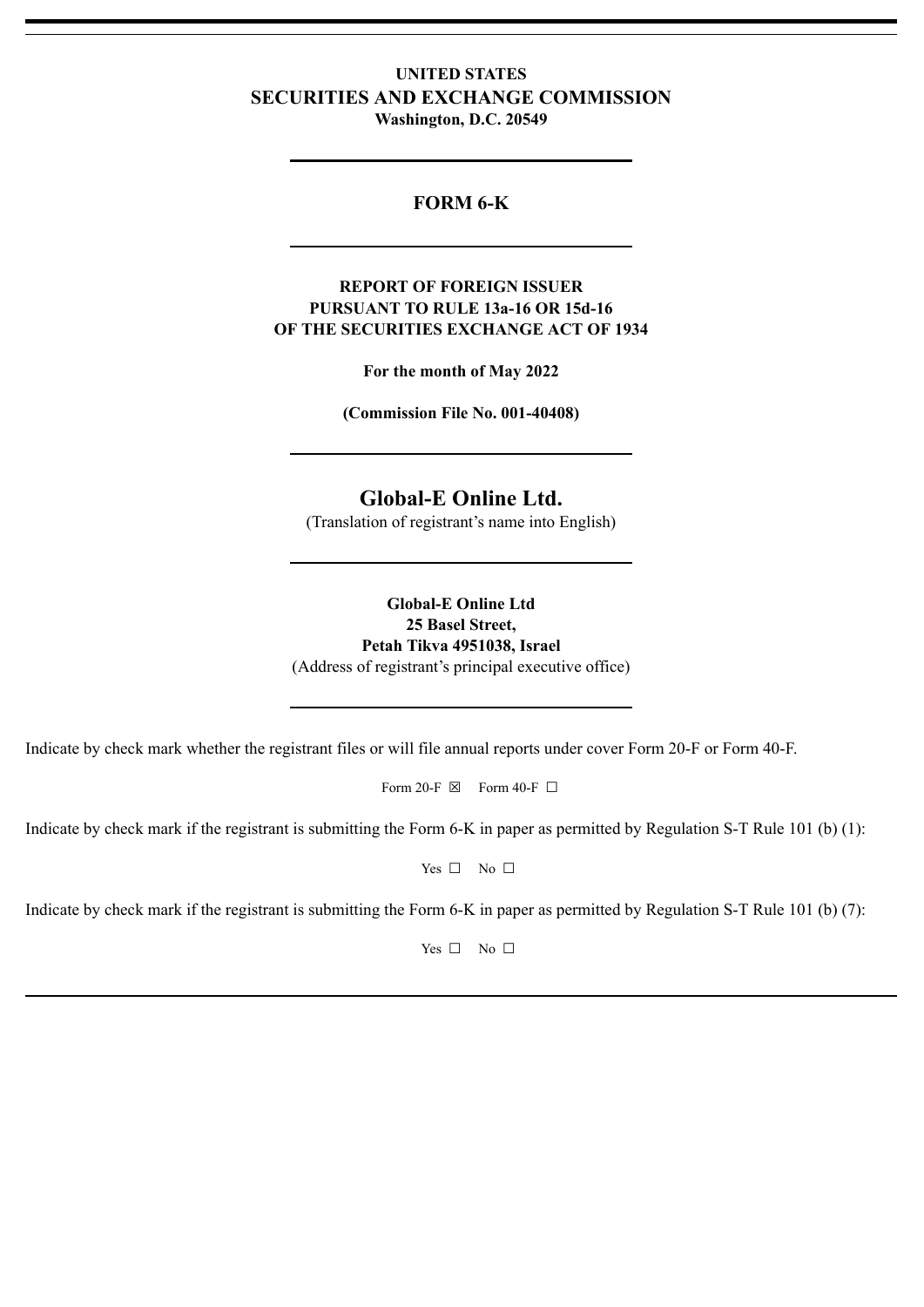**UNITED STATES**
**SECURITIES AND EXCHANGE COMMISSION**
**Washington, D.C. 20549**

---

# FORM 6-K

---

**REPORT OF FOREIGN ISSUER**
**PURSUANT TO RULE 13a-16 OR 15d-16**
**OF THE SECURITIES EXCHANGE ACT OF 1934**

**For the month of May 2022**

**(Commission File No. 001-40408)**

---

## Global-E Online Ltd.

(Translation of registrant's name into English)

---

**Global-E Online Ltd**
**25 Basel Street,**
**Petah Tikva 4951038, Israel**
(Address of registrant's principal executive office)

---

Indicate by check mark whether the registrant files or will file annual reports under cover Form 20-F or Form 40-F.

Form 20-F ☒ Form 40-F ☐

Indicate by check mark if the registrant is submitting the Form 6-K in paper as permitted by Regulation S-T Rule 101 (b) (1):

Yes ☐ No ☐

Indicate by check mark if the registrant is submitting the Form 6-K in paper as permitted by Regulation S-T Rule 101 (b) (7):

Yes ☐ No ☐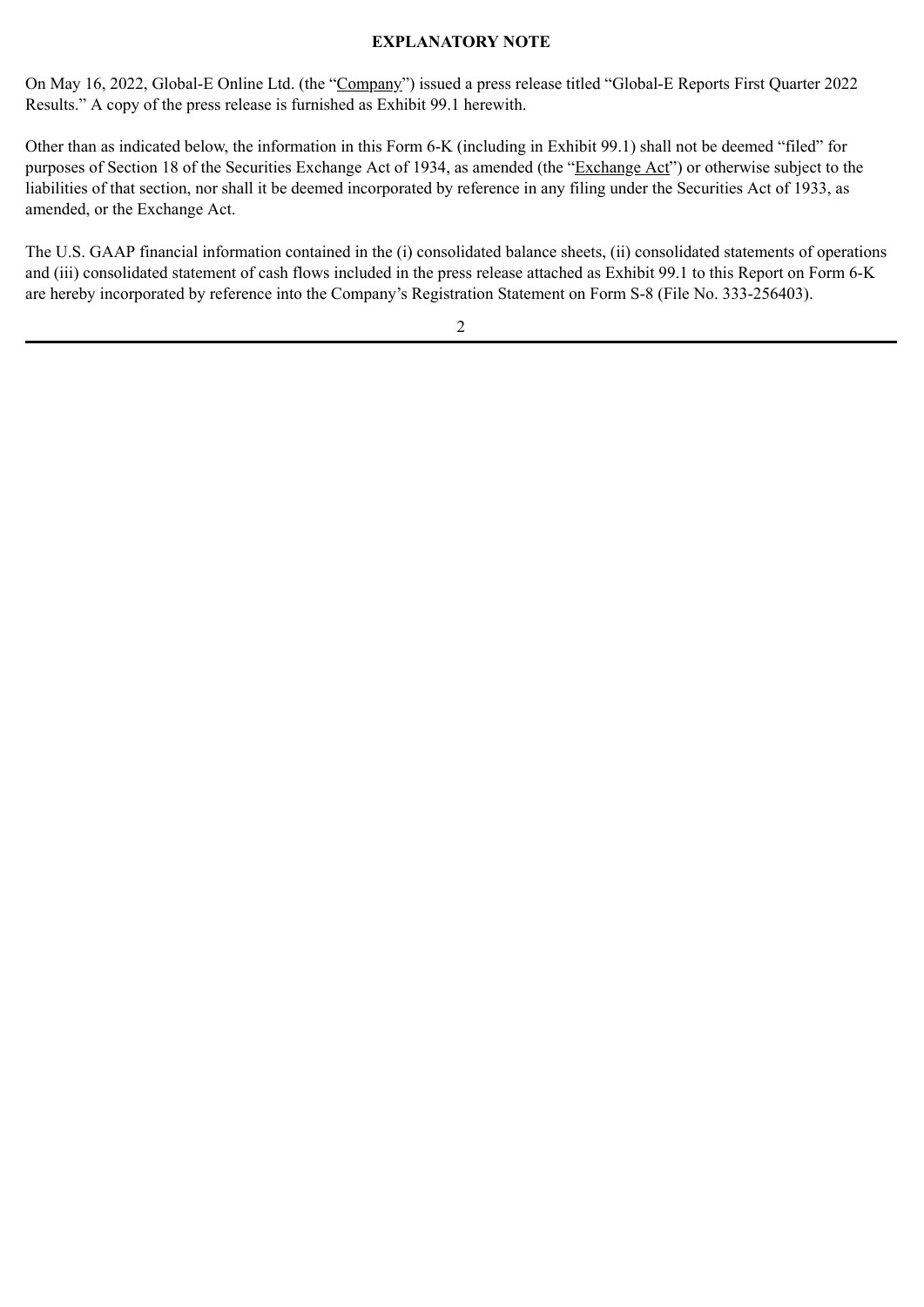**EXPLANATORY NOTE**

On May 16, 2022, Global-E Online Ltd. (the "Company") issued a press release titled "Global-E Reports First Quarter 2022 Results." A copy of the press release is furnished as Exhibit 99.1 herewith.

Other than as indicated below, the information in this Form 6-K (including in Exhibit 99.1) shall not be deemed "filed" for purposes of Section 18 of the Securities Exchange Act of 1934, as amended (the "Exchange Act") or otherwise subject to the liabilities of that section, nor shall it be deemed incorporated by reference in any filing under the Securities Act of 1933, as amended, or the Exchange Act.

The U.S. GAAP financial information contained in the (i) consolidated balance sheets, (ii) consolidated statements of operations and (iii) consolidated statement of cash flows included in the press release attached as Exhibit 99.1 to this Report on Form 6-K are hereby incorporated by reference into the Company's Registration Statement on Form S-8 (File No. 333-256403).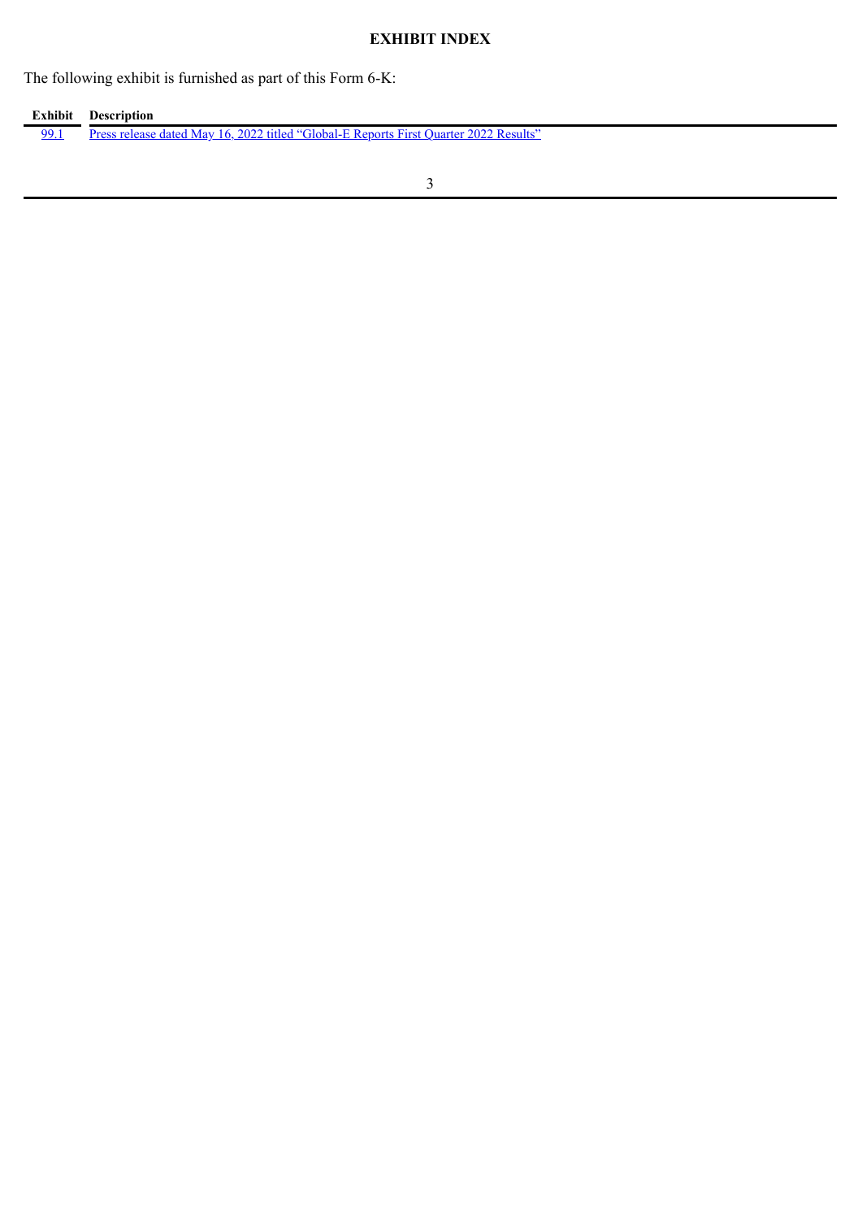# EXHIBIT INDEX

The following exhibit is furnished as part of this Form 6-K:

| Exhibit | Description |
| --- | --- |
| 99.1 | Press release dated May 16, 2022 titled "Global-E Reports First Quarter 2022 Results" |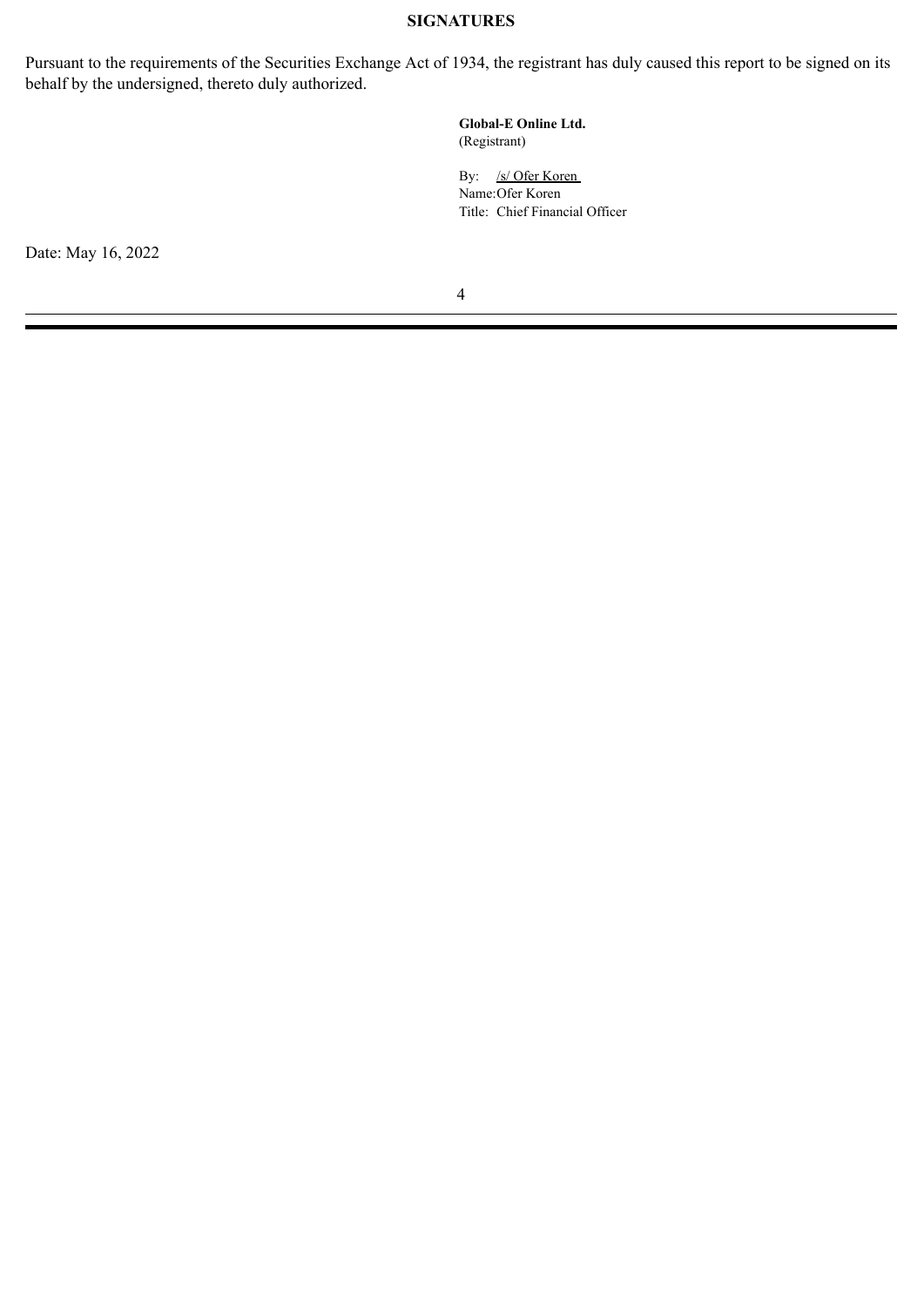**SIGNATURES**

Pursuant to the requirements of the Securities Exchange Act of 1934, the registrant has duly caused this report to be signed on its behalf by the undersigned, thereto duly authorized.

**Global-E Online Ltd.**
(Registrant)

By: /s/ Ofer Koren
Name: Ofer Koren
Title: Chief Financial Officer

Date: May 16, 2022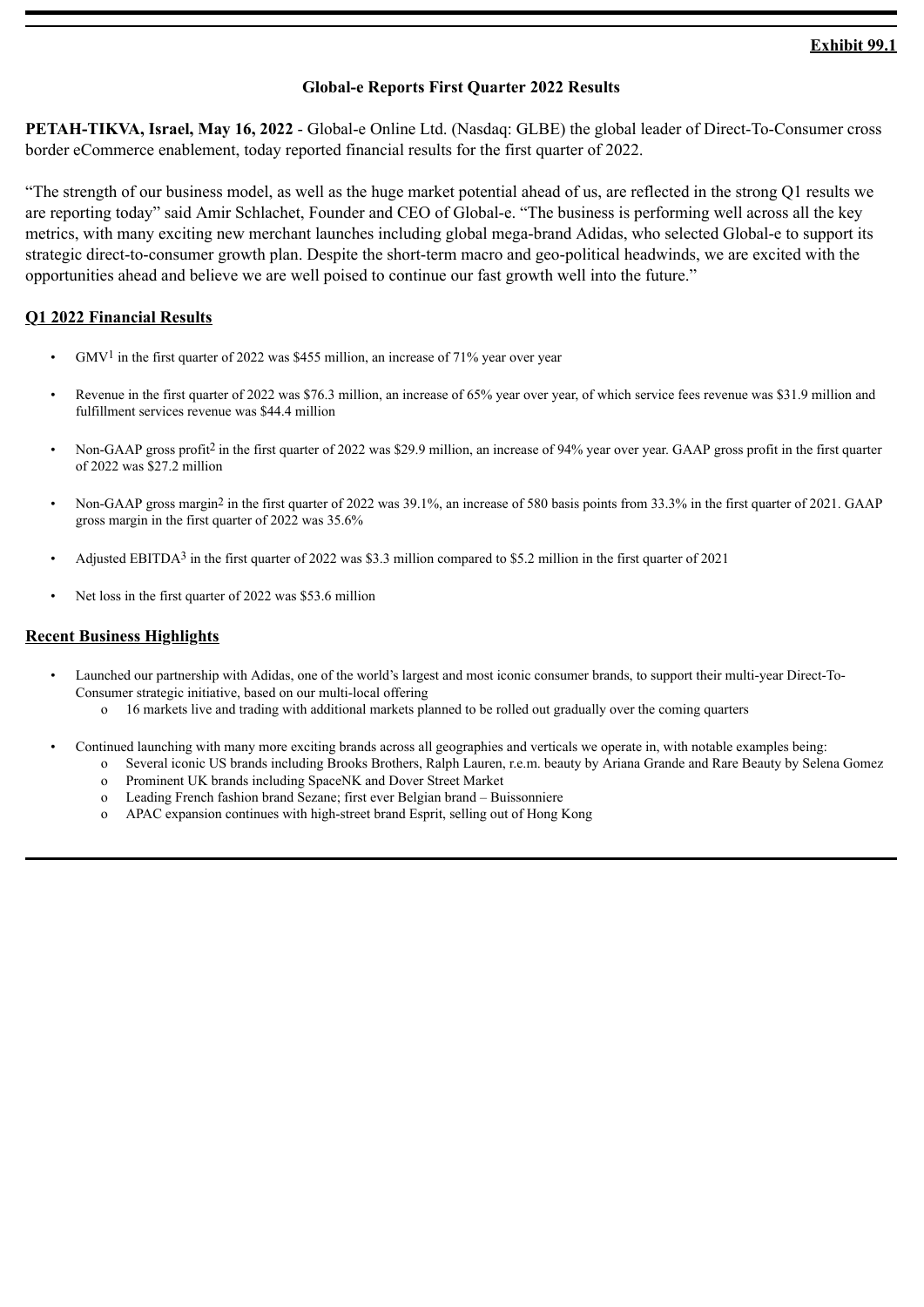**Exhibit 99.1**

# Global-e Reports First Quarter 2022 Results

**PETAH-TIKVA, Israel, May 16, 2022** - Global-e Online Ltd. (Nasdaq: GLBE) the global leader of Direct-To-Consumer cross border eCommerce enablement, today reported financial results for the first quarter of 2022.

"The strength of our business model, as well as the huge market potential ahead of us, are reflected in the strong Q1 results we are reporting today" said Amir Schlachet, Founder and CEO of Global-e. "The business is performing well across all the key metrics, with many exciting new merchant launches including global mega-brand Adidas, who selected Global-e to support its strategic direct-to-consumer growth plan. Despite the short-term macro and geo-political headwinds, we are excited with the opportunities ahead and believe we are well poised to continue our fast growth well into the future."

## Q1 2022 Financial Results

- GMV[1] in the first quarter of 2022 was $455 million, an increase of 71% year over year
- Revenue in the first quarter of 2022 was $76.3 million, an increase of 65% year over year, of which service fees revenue was $31.9 million and fulfillment services revenue was $44.4 million
- Non-GAAP gross profit[2] in the first quarter of 2022 was $29.9 million, an increase of 94% year over year. GAAP gross profit in the first quarter of 2022 was $27.2 million
- Non-GAAP gross margin[2] in the first quarter of 2022 was 39.1%, an increase of 580 basis points from 33.3% in the first quarter of 2021. GAAP gross margin in the first quarter of 2022 was 35.6%
- Adjusted EBITDA[3] in the first quarter of 2022 was $3.3 million compared to $5.2 million in the first quarter of 2021
- Net loss in the first quarter of 2022 was $53.6 million

## Recent Business Highlights

- Launched our partnership with Adidas, one of the world's largest and most iconic consumer brands, to support their multi-year Direct-To-Consumer strategic initiative, based on our multi-local offering
  - 16 markets live and trading with additional markets planned to be rolled out gradually over the coming quarters
- Continued launching with many more exciting brands across all geographies and verticals we operate in, with notable examples being:
  - Several iconic US brands including Brooks Brothers, Ralph Lauren, r.e.m. beauty by Ariana Grande and Rare Beauty by Selena Gomez
  - Prominent UK brands including SpaceNK and Dover Street Market
  - Leading French fashion brand Sezane; first ever Belgian brand – Buissonniere
  - APAC expansion continues with high-street brand Esprit, selling out of Hong Kong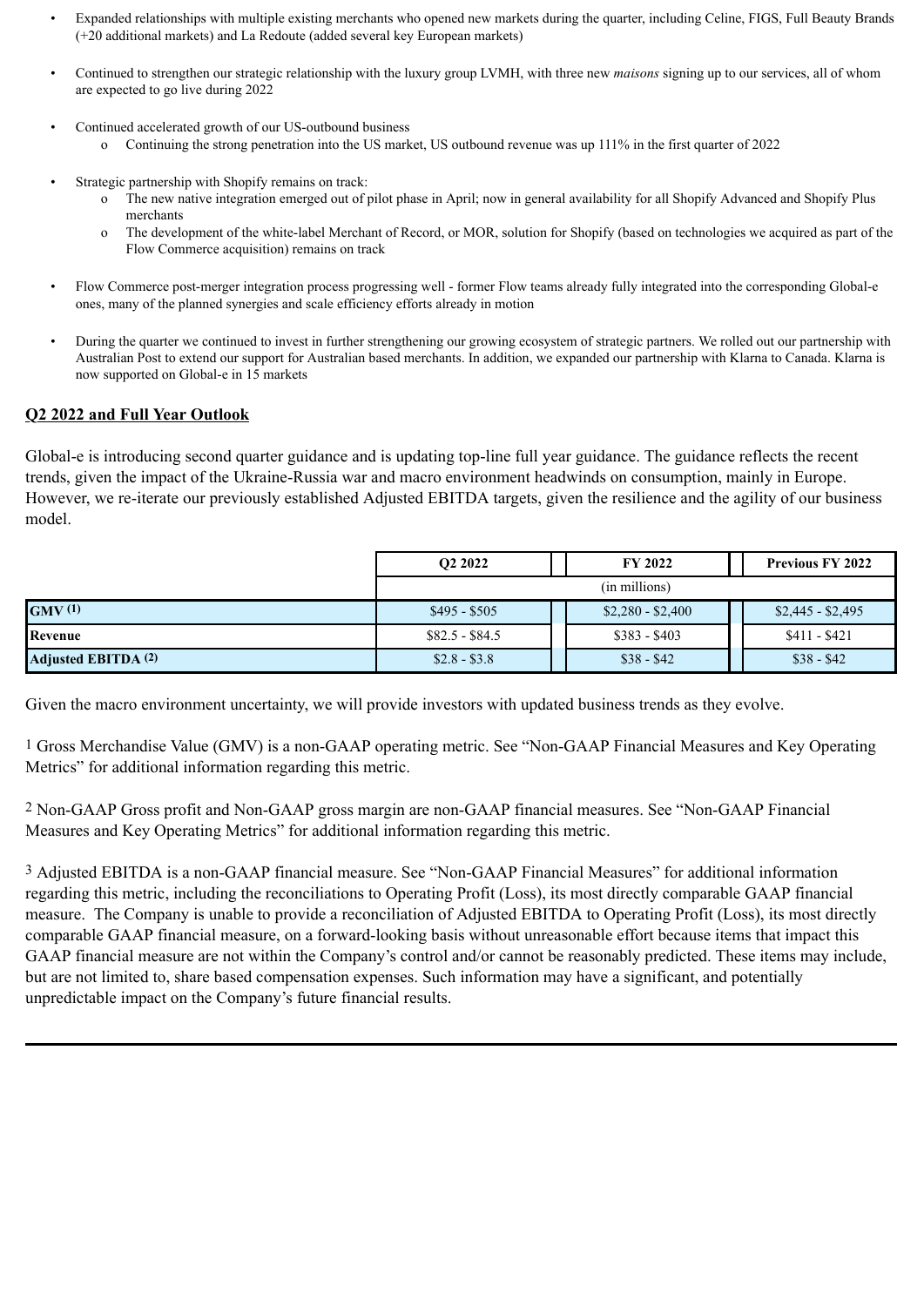- Expanded relationships with multiple existing merchants who opened new markets during the quarter, including Celine, FIGS, Full Beauty Brands (+20 additional markets) and La Redoute (added several key European markets)

- Continued to strengthen our strategic relationship with the luxury group LVMH, with three new *maisons* signing up to our services, all of whom are expected to go live during 2022

- Continued accelerated growth of our US-outbound business
  - Continuing the strong penetration into the US market, US outbound revenue was up 111% in the first quarter of 2022

- Strategic partnership with Shopify remains on track:
  - The new native integration emerged out of pilot phase in April; now in general availability for all Shopify Advanced and Shopify Plus merchants
  - The development of the white-label Merchant of Record, or MOR, solution for Shopify (based on technologies we acquired as part of the Flow Commerce acquisition) remains on track

- Flow Commerce post-merger integration process progressing well - former Flow teams already fully integrated into the corresponding Global-e ones, many of the planned synergies and scale efficiency efforts already in motion

- During the quarter we continued to invest in further strengthening our growing ecosystem of strategic partners. We rolled out our partnership with Australian Post to extend our support for Australian based merchants. In addition, we expanded our partnership with Klarna to Canada. Klarna is now supported on Global-e in 15 markets

## Q2 2022 and Full Year Outlook

Global-e is introducing second quarter guidance and is updating top-line full year guidance. The guidance reflects the recent trends, given the impact of the Ukraine-Russia war and macro environment headwinds on consumption, mainly in Europe. However, we re-iterate our previously established Adjusted EBITDA targets, given the resilience and the agility of our business model.

| | Q2 2022 | FY 2022 | Previous FY 2022 |
|---|---|---|---|
| | (in millions) | | |
| **GMV (1)** | $495 - $505 | $2,280 - $2,400 | $2,445 - $2,495 |
| **Revenue** | $82.5 - $84.5 | $383 - $403 | $411 - $421 |
| **Adjusted EBITDA (2)** | $2.8 - $3.8 | $38 - $42 | $38 - $42 |

Given the macro environment uncertainty, we will provide investors with updated business trends as they evolve.

1 Gross Merchandise Value (GMV) is a non-GAAP operating metric. See "Non-GAAP Financial Measures and Key Operating Metrics" for additional information regarding this metric.

2 Non-GAAP Gross profit and Non-GAAP gross margin are non-GAAP financial measures. See "Non-GAAP Financial Measures and Key Operating Metrics" for additional information regarding this metric.

3 Adjusted EBITDA is a non-GAAP financial measure. See "Non-GAAP Financial Measures" for additional information regarding this metric, including the reconciliations to Operating Profit (Loss), its most directly comparable GAAP financial measure. The Company is unable to provide a reconciliation of Adjusted EBITDA to Operating Profit (Loss), its most directly comparable GAAP financial measure, on a forward-looking basis without unreasonable effort because items that impact this GAAP financial measure are not within the Company's control and/or cannot be reasonably predicted. These items may include, but are not limited to, share based compensation expenses. Such information may have a significant, and potentially unpredictable impact on the Company's future financial results.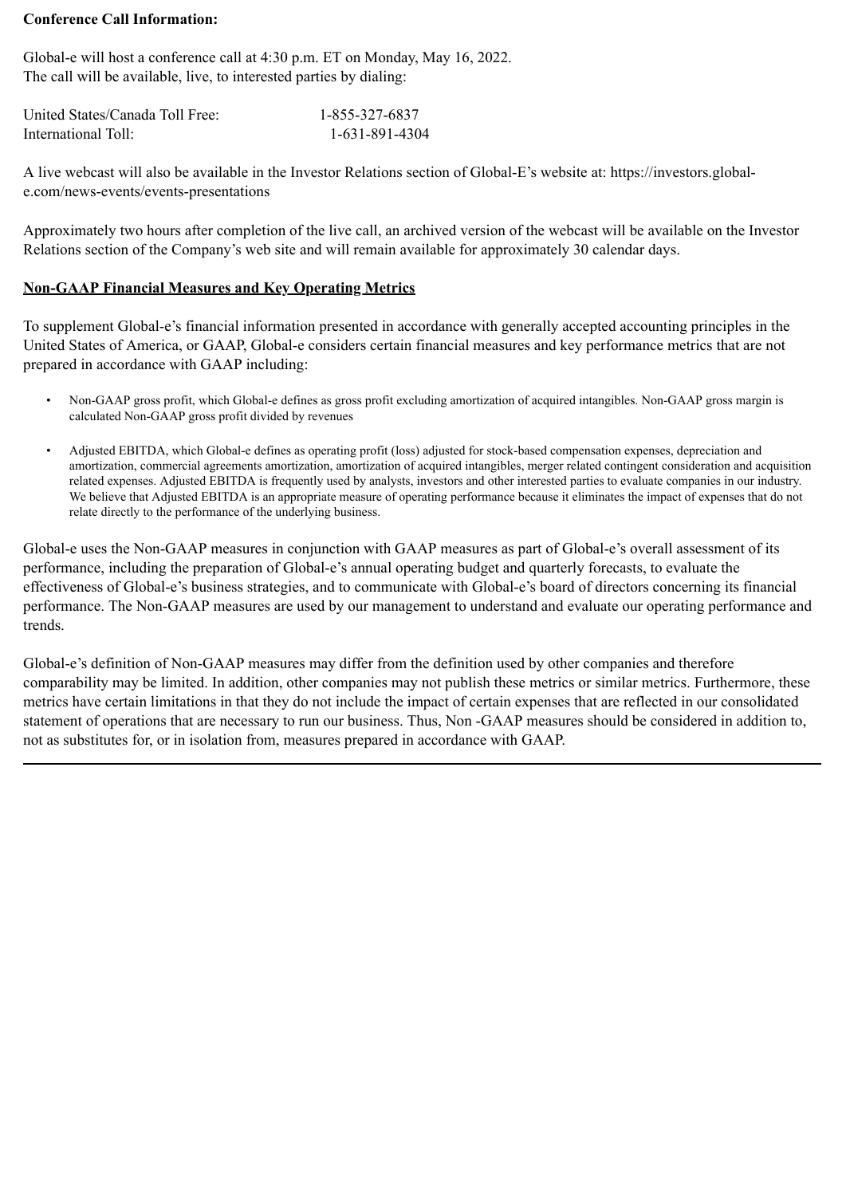**Conference Call Information:**

Global-e will host a conference call at 4:30 p.m. ET on Monday, May 16, 2022.
The call will be available, live, to interested parties by dialing:

| | |
|---|---|
| United States/Canada Toll Free: | 1-855-327-6837 |
| International Toll: | 1-631-891-4304 |

A live webcast will also be available in the Investor Relations section of Global-E's website at: https://investors.global-e.com/news-events/events-presentations

Approximately two hours after completion of the live call, an archived version of the webcast will be available on the Investor Relations section of the Company's web site and will remain available for approximately 30 calendar days.

**Non-GAAP Financial Measures and Key Operating Metrics**

To supplement Global-e's financial information presented in accordance with generally accepted accounting principles in the United States of America, or GAAP, Global-e considers certain financial measures and key performance metrics that are not prepared in accordance with GAAP including:

- Non-GAAP gross profit, which Global-e defines as gross profit excluding amortization of acquired intangibles. Non-GAAP gross margin is calculated Non-GAAP gross profit divided by revenues

- Adjusted EBITDA, which Global-e defines as operating profit (loss) adjusted for stock-based compensation expenses, depreciation and amortization, commercial agreements amortization, amortization of acquired intangibles, merger related contingent consideration and acquisition related expenses. Adjusted EBITDA is frequently used by analysts, investors and other interested parties to evaluate companies in our industry. We believe that Adjusted EBITDA is an appropriate measure of operating performance because it eliminates the impact of expenses that do not relate directly to the performance of the underlying business.

Global-e uses the Non-GAAP measures in conjunction with GAAP measures as part of Global-e's overall assessment of its performance, including the preparation of Global-e's annual operating budget and quarterly forecasts, to evaluate the effectiveness of Global-e's business strategies, and to communicate with Global-e's board of directors concerning its financial performance. The Non-GAAP measures are used by our management to understand and evaluate our operating performance and trends.

Global-e's definition of Non-GAAP measures may differ from the definition used by other companies and therefore comparability may be limited. In addition, other companies may not publish these metrics or similar metrics. Furthermore, these metrics have certain limitations in that they do not include the impact of certain expenses that are reflected in our consolidated statement of operations that are necessary to run our business. Thus, Non -GAAP measures should be considered in addition to, not as substitutes for, or in isolation from, measures prepared in accordance with GAAP.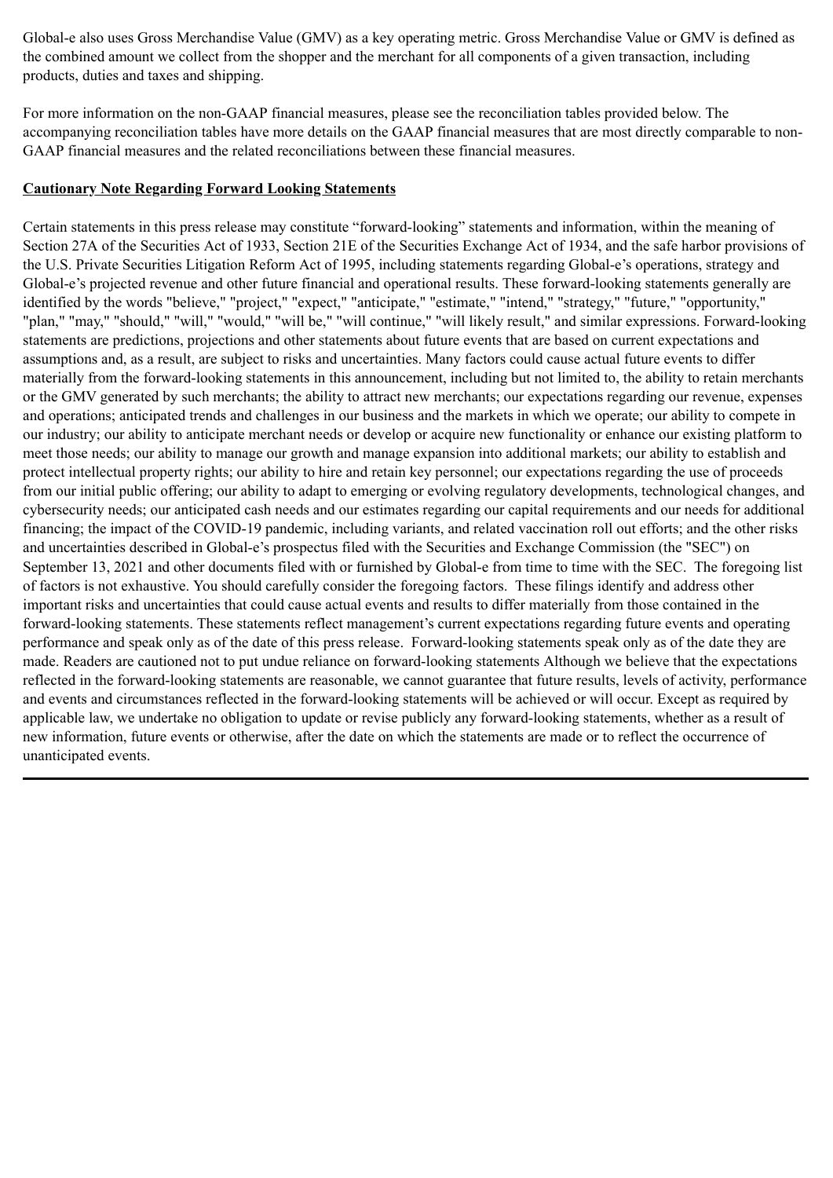Global-e also uses Gross Merchandise Value (GMV) as a key operating metric. Gross Merchandise Value or GMV is defined as the combined amount we collect from the shopper and the merchant for all components of a given transaction, including products, duties and taxes and shipping.

For more information on the non-GAAP financial measures, please see the reconciliation tables provided below. The accompanying reconciliation tables have more details on the GAAP financial measures that are most directly comparable to non-GAAP financial measures and the related reconciliations between these financial measures.

**Cautionary Note Regarding Forward Looking Statements**

Certain statements in this press release may constitute "forward-looking" statements and information, within the meaning of Section 27A of the Securities Act of 1933, Section 21E of the Securities Exchange Act of 1934, and the safe harbor provisions of the U.S. Private Securities Litigation Reform Act of 1995, including statements regarding Global-e's operations, strategy and Global-e's projected revenue and other future financial and operational results. These forward-looking statements generally are identified by the words "believe," "project," "expect," "anticipate," "estimate," "intend," "strategy," "future," "opportunity," "plan," "may," "should," "will," "would," "will be," "will continue," "will likely result," and similar expressions. Forward-looking statements are predictions, projections and other statements about future events that are based on current expectations and assumptions and, as a result, are subject to risks and uncertainties. Many factors could cause actual future events to differ materially from the forward-looking statements in this announcement, including but not limited to, the ability to retain merchants or the GMV generated by such merchants; the ability to attract new merchants; our expectations regarding our revenue, expenses and operations; anticipated trends and challenges in our business and the markets in which we operate; our ability to compete in our industry; our ability to anticipate merchant needs or develop or acquire new functionality or enhance our existing platform to meet those needs; our ability to manage our growth and manage expansion into additional markets; our ability to establish and protect intellectual property rights; our ability to hire and retain key personnel; our expectations regarding the use of proceeds from our initial public offering; our ability to adapt to emerging or evolving regulatory developments, technological changes, and cybersecurity needs; our anticipated cash needs and our estimates regarding our capital requirements and our needs for additional financing; the impact of the COVID-19 pandemic, including variants, and related vaccination roll out efforts; and the other risks and uncertainties described in Global-e's prospectus filed with the Securities and Exchange Commission (the "SEC") on September 13, 2021 and other documents filed with or furnished by Global-e from time to time with the SEC. The foregoing list of factors is not exhaustive. You should carefully consider the foregoing factors. These filings identify and address other important risks and uncertainties that could cause actual events and results to differ materially from those contained in the forward-looking statements. These statements reflect management's current expectations regarding future events and operating performance and speak only as of the date of this press release. Forward-looking statements speak only as of the date they are made. Readers are cautioned not to put undue reliance on forward-looking statements Although we believe that the expectations reflected in the forward-looking statements are reasonable, we cannot guarantee that future results, levels of activity, performance and events and circumstances reflected in the forward-looking statements will be achieved or will occur. Except as required by applicable law, we undertake no obligation to update or revise publicly any forward-looking statements, whether as a result of new information, future events or otherwise, after the date on which the statements are made or to reflect the occurrence of unanticipated events.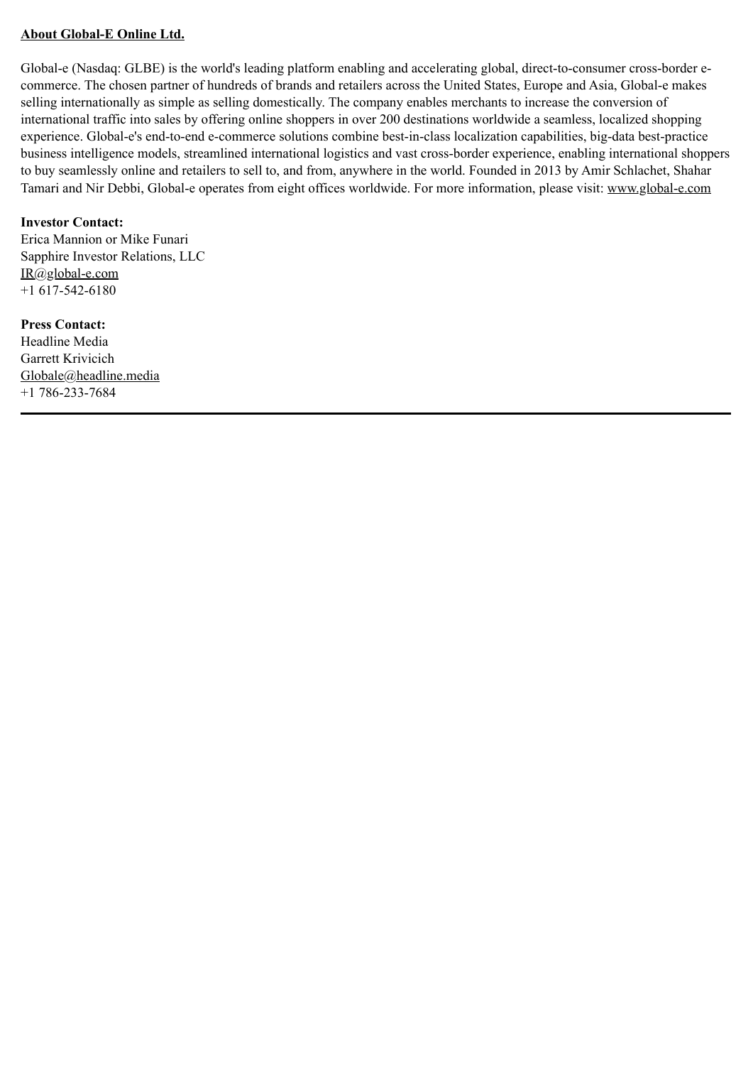**About Global-E Online Ltd.**

Global-e (Nasdaq: GLBE) is the world's leading platform enabling and accelerating global, direct-to-consumer cross-border e-commerce. The chosen partner of hundreds of brands and retailers across the United States, Europe and Asia, Global-e makes selling internationally as simple as selling domestically. The company enables merchants to increase the conversion of international traffic into sales by offering online shoppers in over 200 destinations worldwide a seamless, localized shopping experience. Global-e's end-to-end e-commerce solutions combine best-in-class localization capabilities, big-data best-practice business intelligence models, streamlined international logistics and vast cross-border experience, enabling international shoppers to buy seamlessly online and retailers to sell to, and from, anywhere in the world. Founded in 2013 by Amir Schlachet, Shahar Tamari and Nir Debbi, Global-e operates from eight offices worldwide. For more information, please visit: www.global-e.com

**Investor Contact:**
Erica Mannion or Mike Funari
Sapphire Investor Relations, LLC
IR@global-e.com
+1 617-542-6180

**Press Contact:**
Headline Media
Garrett Krivicich
Globale@headline.media
+1 786-233-7684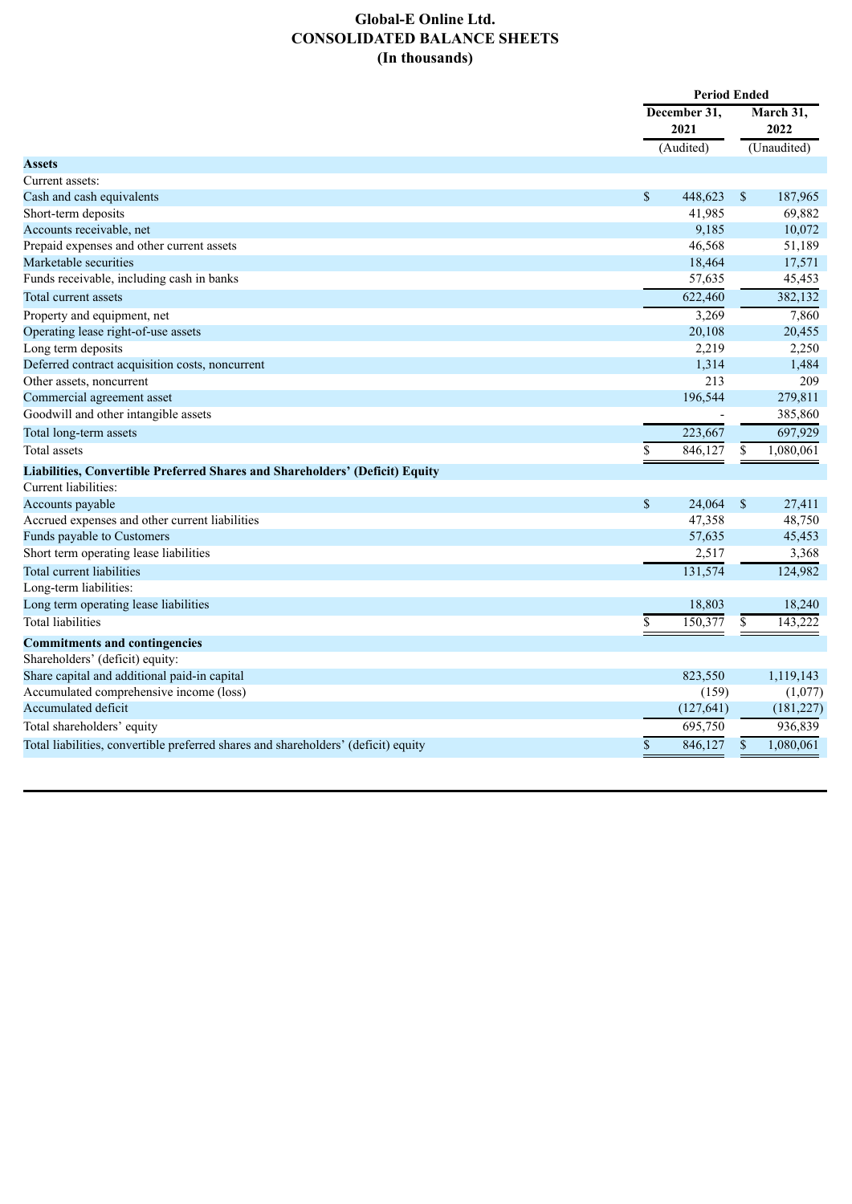# Global-E Online Ltd.
## CONSOLIDATED BALANCE SHEETS
### (In thousands)

| | Period Ended | |
|---|---|---|
| | December 31, 2021 | March 31, 2022 |
| | (Audited) | (Unaudited) |
| **Assets** | | |
| Current assets: | | |
| Cash and cash equivalents | $ 448,623 | $ 187,965 |
| Short-term deposits | 41,985 | 69,882 |
| Accounts receivable, net | 9,185 | 10,072 |
| Prepaid expenses and other current assets | 46,568 | 51,189 |
| Marketable securities | 18,464 | 17,571 |
| Funds receivable, including cash in banks | 57,635 | 45,453 |
| Total current assets | 622,460 | 382,132 |
| Property and equipment, net | 3,269 | 7,860 |
| Operating lease right-of-use assets | 20,108 | 20,455 |
| Long term deposits | 2,219 | 2,250 |
| Deferred contract acquisition costs, noncurrent | 1,314 | 1,484 |
| Other assets, noncurrent | 213 | 209 |
| Commercial agreement asset | 196,544 | 279,811 |
| Goodwill and other intangible assets | - | 385,860 |
| Total long-term assets | 223,667 | 697,929 |
| Total assets | $ 846,127 | $ 1,080,061 |
| **Liabilities, Convertible Preferred Shares and Shareholders' (Deficit) Equity** | | |
| Current liabilities: | | |
| Accounts payable | $ 24,064 | $ 27,411 |
| Accrued expenses and other current liabilities | 47,358 | 48,750 |
| Funds payable to Customers | 57,635 | 45,453 |
| Short term operating lease liabilities | 2,517 | 3,368 |
| Total current liabilities | 131,574 | 124,982 |
| Long-term liabilities: | | |
| Long term operating lease liabilities | 18,803 | 18,240 |
| Total liabilities | $ 150,377 | $ 143,222 |
| **Commitments and contingencies** | | |
| Shareholders' (deficit) equity: | | |
| Share capital and additional paid-in capital | 823,550 | 1,119,143 |
| Accumulated comprehensive income (loss) | (159) | (1,077) |
| Accumulated deficit | (127,641) | (181,227) |
| Total shareholders' equity | 695,750 | 936,839 |
| Total liabilities, convertible preferred shares and shareholders' (deficit) equity | $ 846,127 | $ 1,080,061 |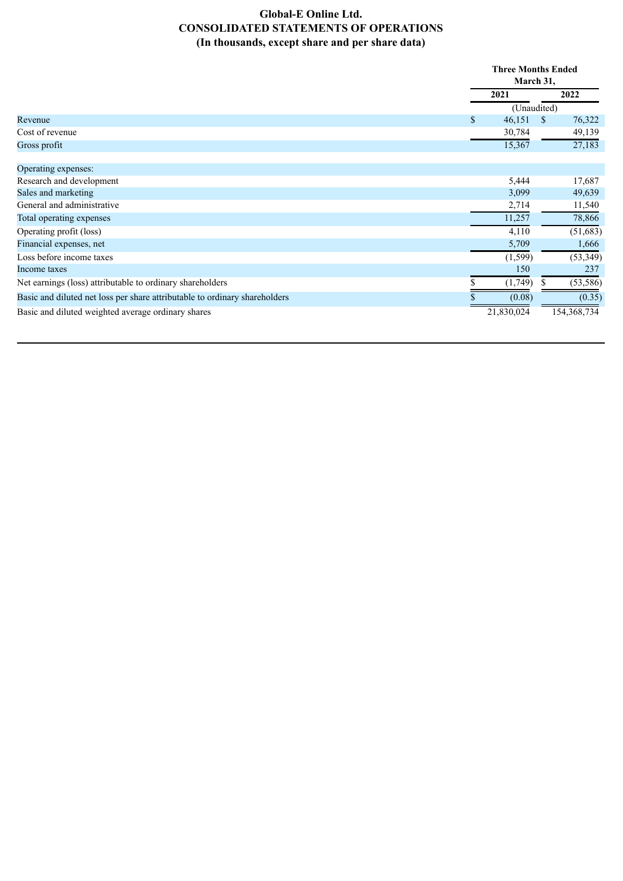# Global-E Online Ltd.
## CONSOLIDATED STATEMENTS OF OPERATIONS
### (In thousands, except share and per share data)

| | Three Months Ended March 31, | |
|---|---|---|
| | 2021 | 2022 |
| | (Unaudited) | |
| Revenue | $ 46,151 | $ 76,322 |
| Cost of revenue | 30,784 | 49,139 |
| Gross profit | 15,367 | 27,183 |
| | | |
| Operating expenses: | | |
| Research and development | 5,444 | 17,687 |
| Sales and marketing | 3,099 | 49,639 |
| General and administrative | 2,714 | 11,540 |
| Total operating expenses | 11,257 | 78,866 |
| Operating profit (loss) | 4,110 | (51,683) |
| Financial expenses, net | 5,709 | 1,666 |
| Loss before income taxes | (1,599) | (53,349) |
| Income taxes | 150 | 237 |
| Net earnings (loss) attributable to ordinary shareholders | $ (1,749) | $ (53,586) |
| Basic and diluted net loss per share attributable to ordinary shareholders | $ (0.08) | (0.35) |
| Basic and diluted weighted average ordinary shares | 21,830,024 | 154,368,734 |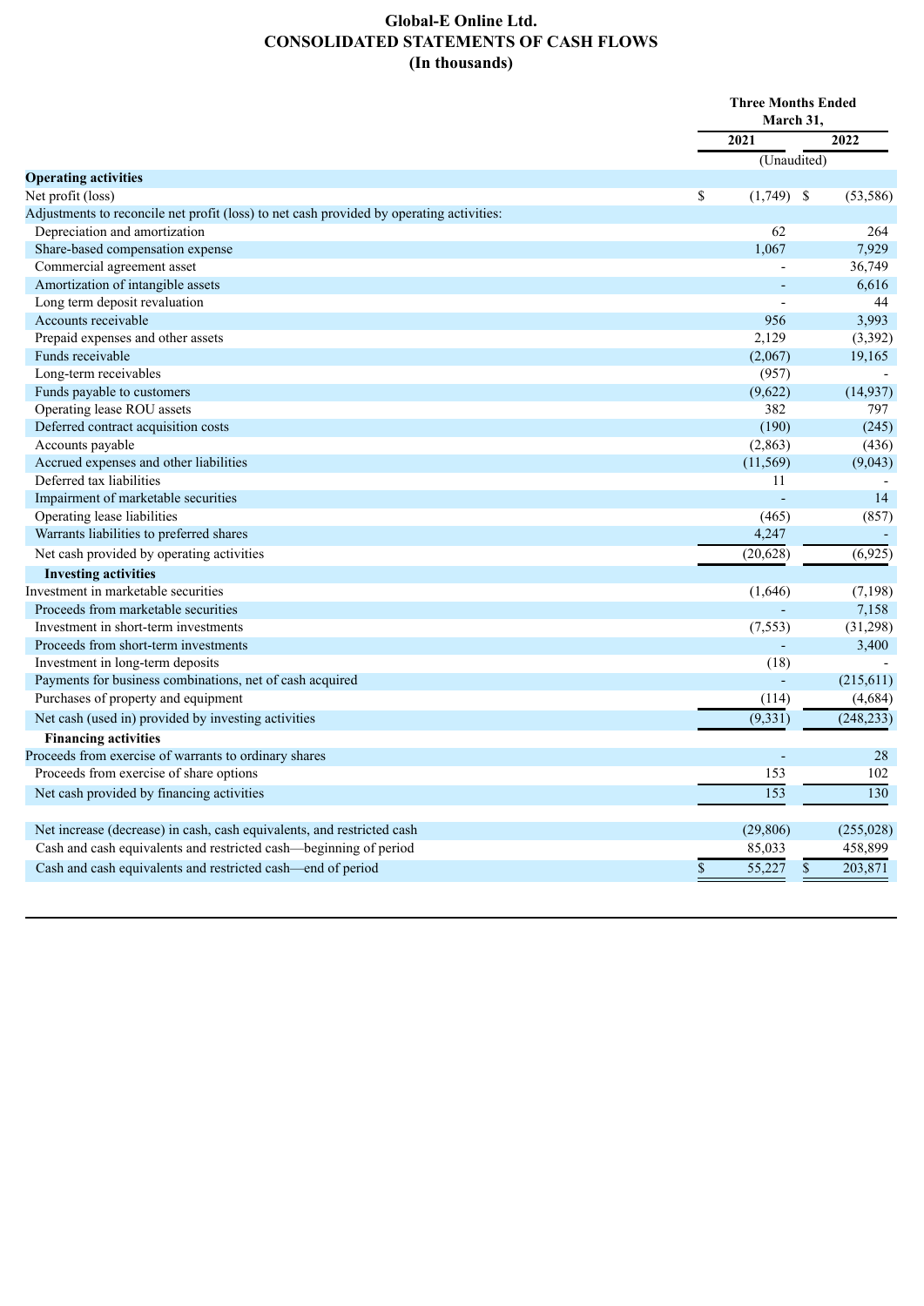# Global-E Online Ltd.
# CONSOLIDATED STATEMENTS OF CASH FLOWS
# (In thousands)

| | Three Months Ended March 31, | |
|---|---|---|
| | 2021 | 2022 |
| | (Unaudited) | |
| **Operating activities** | | |
| Net profit (loss) | $ (1,749) | $ (53,586) |
| Adjustments to reconcile net profit (loss) to net cash provided by operating activities: | | |
| Depreciation and amortization | 62 | 264 |
| Share-based compensation expense | 1,067 | 7,929 |
| Commercial agreement asset | - | 36,749 |
| Amortization of intangible assets | - | 6,616 |
| Long term deposit revaluation | - | 44 |
| Accounts receivable | 956 | 3,993 |
| Prepaid expenses and other assets | 2,129 | (3,392) |
| Funds receivable | (2,067) | 19,165 |
| Long-term receivables | (957) | - |
| Funds payable to customers | (9,622) | (14,937) |
| Operating lease ROU assets | 382 | 797 |
| Deferred contract acquisition costs | (190) | (245) |
| Accounts payable | (2,863) | (436) |
| Accrued expenses and other liabilities | (11,569) | (9,043) |
| Deferred tax liabilities | 11 | - |
| Impairment of marketable securities | - | 14 |
| Operating lease liabilities | (465) | (857) |
| Warrants liabilities to preferred shares | 4,247 | - |
| Net cash provided by operating activities | (20,628) | (6,925) |
| **Investing activities** | | |
| Investment in marketable securities | (1,646) | (7,198) |
| Proceeds from marketable securities | - | 7,158 |
| Investment in short-term investments | (7,553) | (31,298) |
| Proceeds from short-term investments | - | 3,400 |
| Investment in long-term deposits | (18) | - |
| Payments for business combinations, net of cash acquired | - | (215,611) |
| Purchases of property and equipment | (114) | (4,684) |
| Net cash (used in) provided by investing activities | (9,331) | (248,233) |
| **Financing activities** | | |
| Proceeds from exercise of warrants to ordinary shares | - | 28 |
| Proceeds from exercise of share options | 153 | 102 |
| Net cash provided by financing activities | 153 | 130 |
| | | |
| Net increase (decrease) in cash, cash equivalents, and restricted cash | (29,806) | (255,028) |
| Cash and cash equivalents and restricted cash—beginning of period | 85,033 | 458,899 |
| Cash and cash equivalents and restricted cash—end of period | $ 55,227 | $ 203,871 |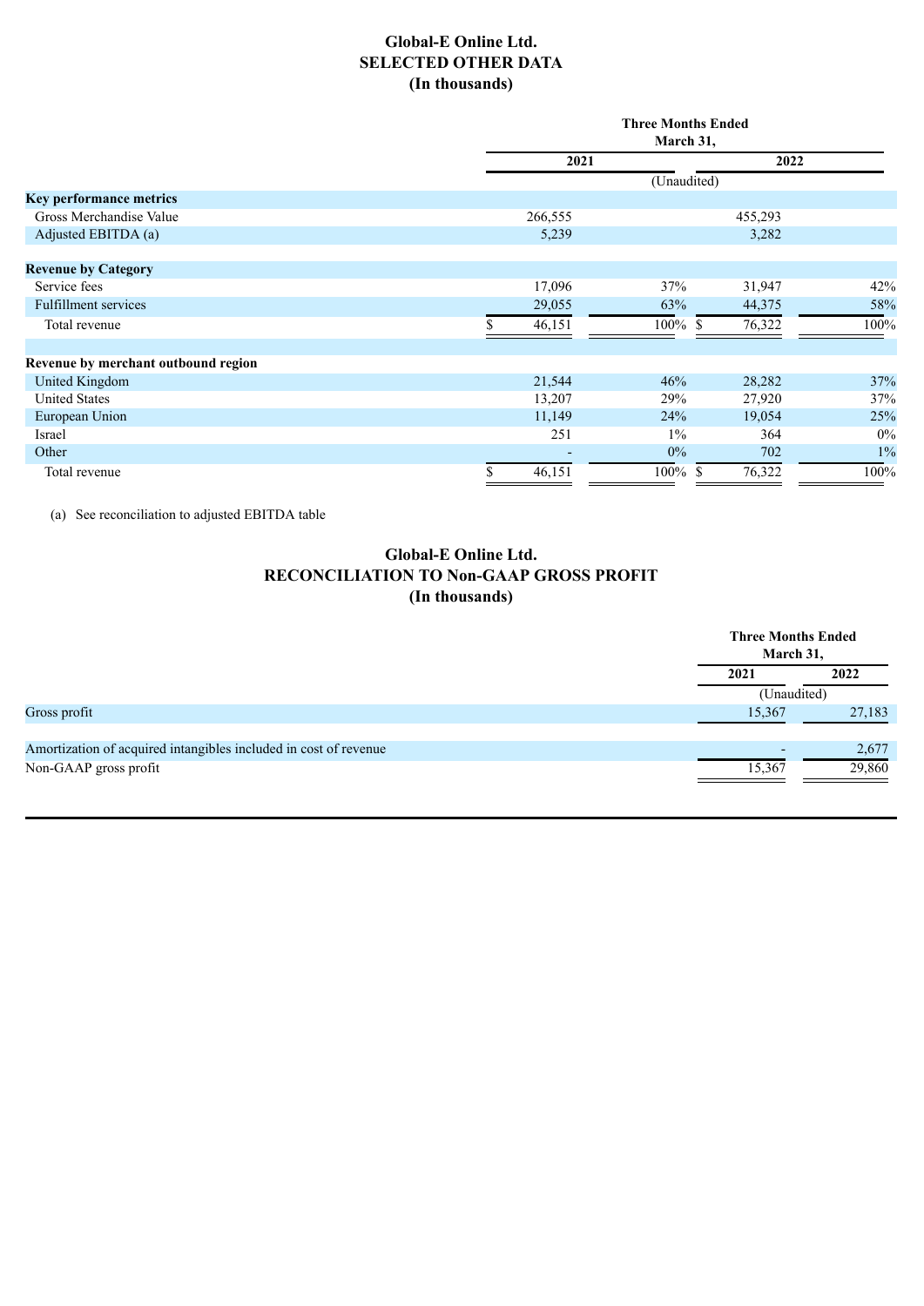# Global-E Online Ltd.
## SELECTED OTHER DATA
### (In thousands)

| | Three Months Ended March 31, | | | |
|---|---|---|---|---|
| | 2021 | | 2022 | |
| | (Unaudited) | | | |
| **Key performance metrics** | | | | |
| Gross Merchandise Value | 266,555 | | 455,293 | |
| Adjusted EBITDA (a) | 5,239 | | 3,282 | |
| **Revenue by Category** | | | | |
| Service fees | 17,096 | 37% | 31,947 | 42% |
| Fulfillment services | 29,055 | 63% | 44,375 | 58% |
| Total revenue | $ 46,151 | 100% | $ 76,322 | 100% |
| **Revenue by merchant outbound region** | | | | |
| United Kingdom | 21,544 | 46% | 28,282 | 37% |
| United States | 13,207 | 29% | 27,920 | 37% |
| European Union | 11,149 | 24% | 19,054 | 25% |
| Israel | 251 | 1% | 364 | 0% |
| Other | - | 0% | 702 | 1% |
| Total revenue | $ 46,151 | 100% | $ 76,322 | 100% |

(a) See reconciliation to adjusted EBITDA table

# Global-E Online Ltd.
## RECONCILIATION TO Non-GAAP GROSS PROFIT
### (In thousands)

| | Three Months Ended March 31, | |
|---|---|---|
| | 2021 | 2022 |
| | (Unaudited) | |
| Gross profit | 15,367 | 27,183 |
| | | |
| Amortization of acquired intangibles included in cost of revenue | - | 2,677 |
| Non-GAAP gross profit | 15,367 | 29,860 |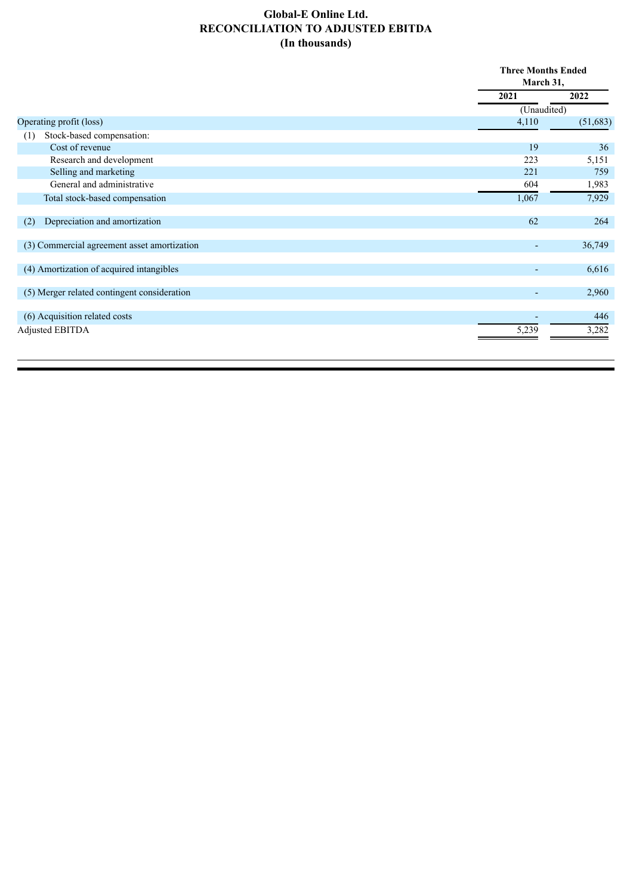**Global-E Online Ltd.**
**RECONCILIATION TO ADJUSTED EBITDA**
**(In thousands)**

| | Three Months Ended March 31, | |
|---|---|---|
| | 2021 | 2022 |
| | (Unaudited) | |
| Operating profit (loss) | 4,110 | (51,683) |
| (1) Stock-based compensation: | | |
| Cost of revenue | 19 | 36 |
| Research and development | 223 | 5,151 |
| Selling and marketing | 221 | 759 |
| General and administrative | 604 | 1,983 |
| Total stock-based compensation | 1,067 | 7,929 |
| (2) Depreciation and amortization | 62 | 264 |
| (3) Commercial agreement asset amortization | - | 36,749 |
| (4) Amortization of acquired intangibles | - | 6,616 |
| (5) Merger related contingent consideration | - | 2,960 |
| (6) Acquisition related costs | - | 446 |
| Adjusted EBITDA | 5,239 | 3,282 |